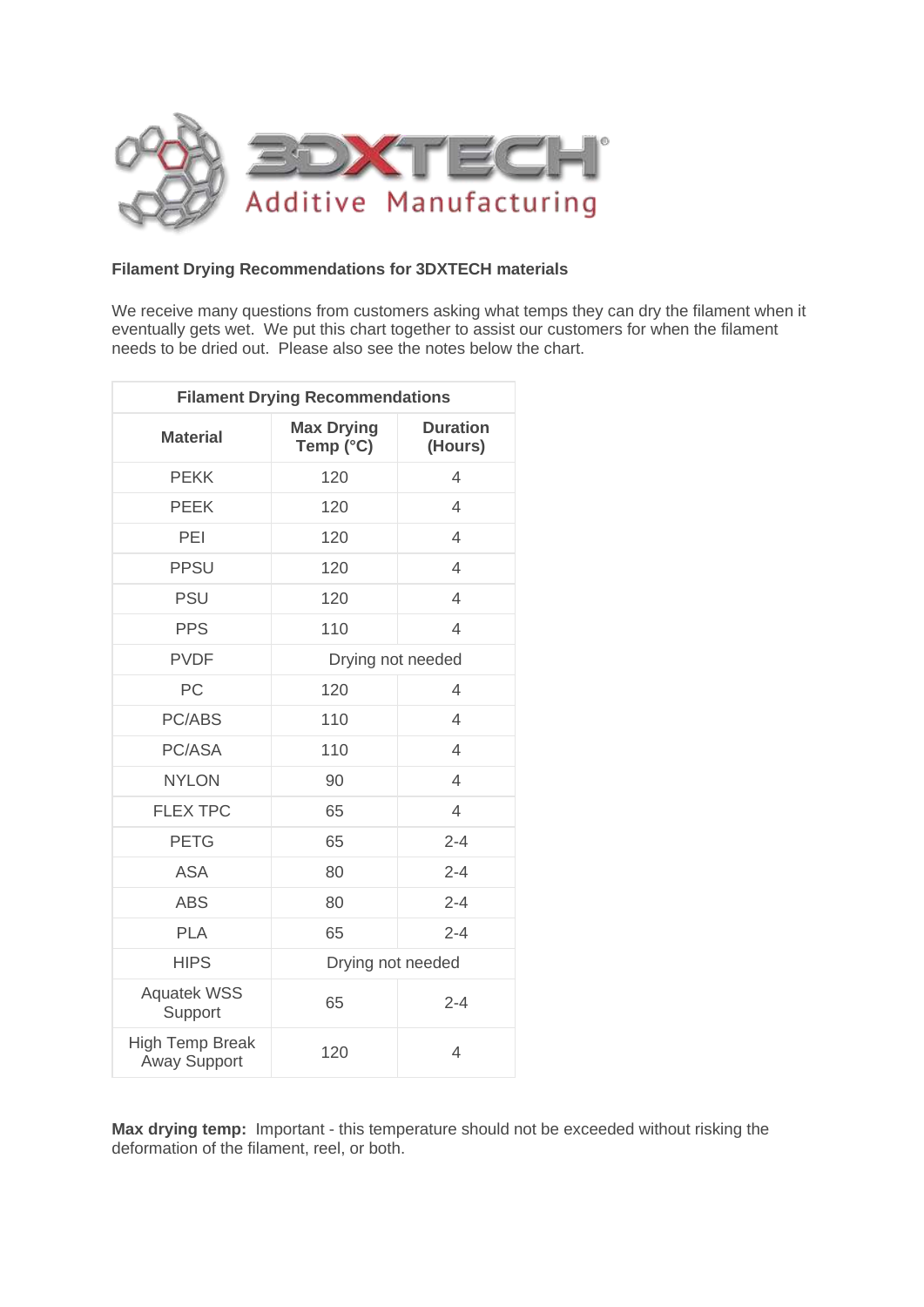3DXTECH Additive Manufacturing

**Filament Drying Recommendations for 3DXTECH materials**

We receive many questions from customers asking what temps they can dry the filament when it eventually gets wet. We put this chart together to assist our customers for when the filament needs to be dried out. Please also see the notes below the chart.

| Filament Drying Recommendations | | |
|---|---|---|
| **Material** | **Max Drying Temp (°C)** | **Duration (Hours)** |
| PEKK | 120 | 4 |
| PEEK | 120 | 4 |
| PEI | 120 | 4 |
| PPSU | 120 | 4 |
| PSU | 120 | 4 |
| PPS | 110 | 4 |
| PVDF | Drying not needed | |
| PC | 120 | 4 |
| PC/ABS | 110 | 4 |
| PC/ASA | 110 | 4 |
| NYLON | 90 | 4 |
| FLEX TPC | 65 | 4 |
| PETG | 65 | 2-4 |
| ASA | 80 | 2-4 |
| ABS | 80 | 2-4 |
| PLA | 65 | 2-4 |
| HIPS | Drying not needed | |
| Aquatek WSS Support | 65 | 2-4 |
| High Temp Break Away Support | 120 | 4 |

**Max drying temp:** Important - this temperature should not be exceeded without risking the deformation of the filament, reel, or both.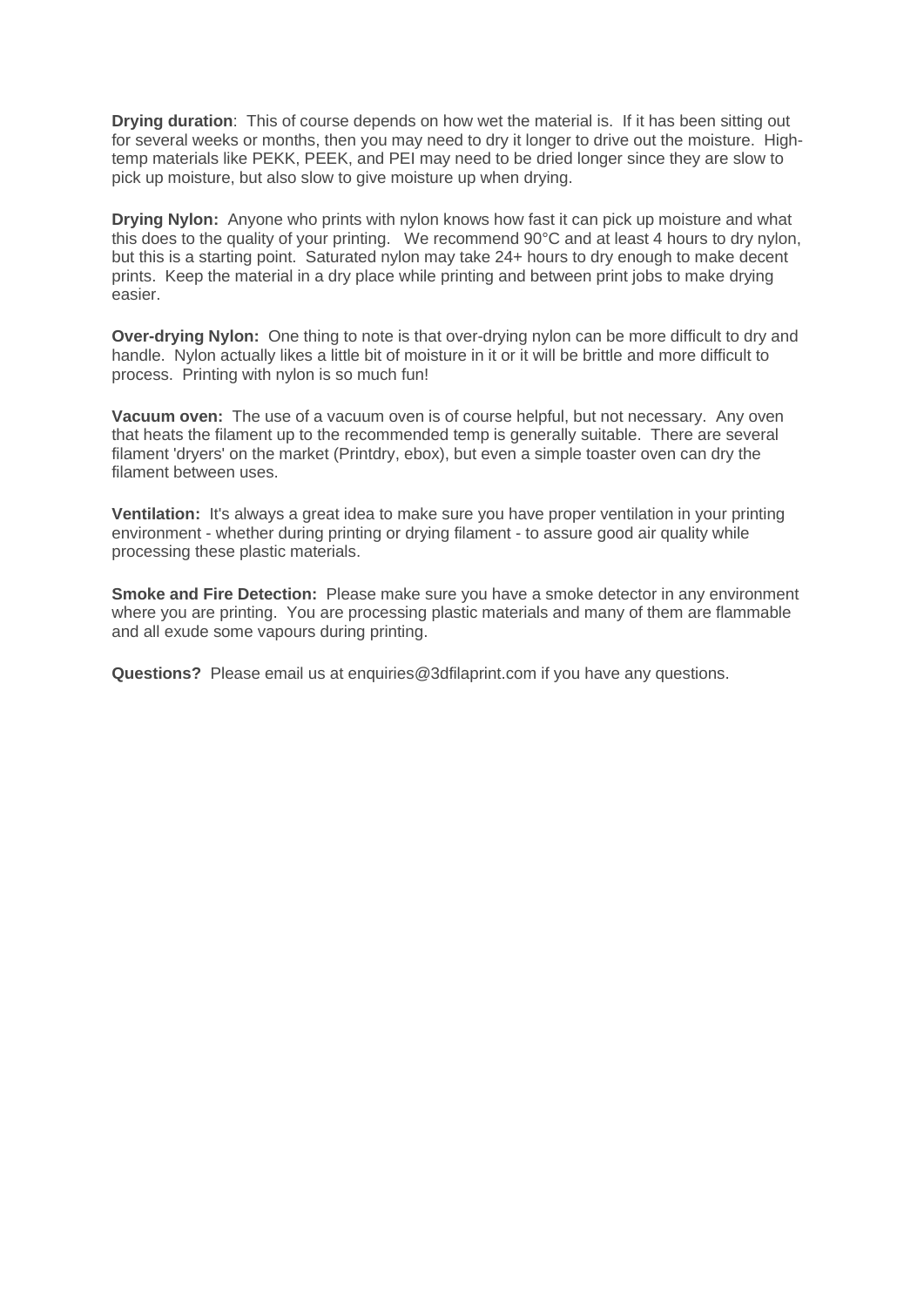**Drying duration**: This of course depends on how wet the material is. If it has been sitting out for several weeks or months, then you may need to dry it longer to drive out the moisture. High-temp materials like PEKK, PEEK, and PEI may need to be dried longer since they are slow to pick up moisture, but also slow to give moisture up when drying.

**Drying Nylon:** Anyone who prints with nylon knows how fast it can pick up moisture and what this does to the quality of your printing. We recommend 90°C and at least 4 hours to dry nylon, but this is a starting point. Saturated nylon may take 24+ hours to dry enough to make decent prints. Keep the material in a dry place while printing and between print jobs to make drying easier.

**Over-drying Nylon:** One thing to note is that over-drying nylon can be more difficult to dry and handle. Nylon actually likes a little bit of moisture in it or it will be brittle and more difficult to process. Printing with nylon is so much fun!

**Vacuum oven:** The use of a vacuum oven is of course helpful, but not necessary. Any oven that heats the filament up to the recommended temp is generally suitable. There are several filament 'dryers' on the market (Printdry, ebox), but even a simple toaster oven can dry the filament between uses.

**Ventilation:** It's always a great idea to make sure you have proper ventilation in your printing environment - whether during printing or drying filament - to assure good air quality while processing these plastic materials.

**Smoke and Fire Detection:** Please make sure you have a smoke detector in any environment where you are printing. You are processing plastic materials and many of them are flammable and all exude some vapours during printing.

**Questions?** Please email us at enquiries@3dfilaprint.com if you have any questions.